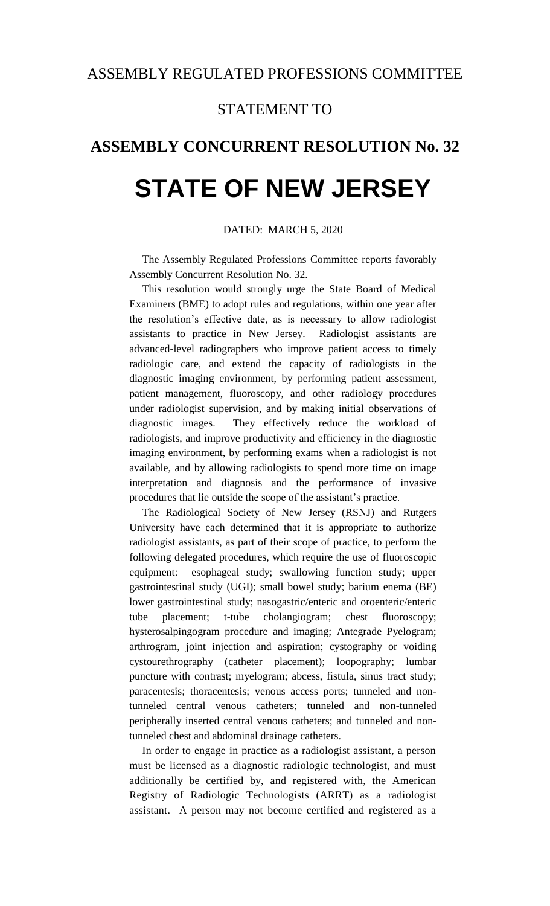# ASSEMBLY REGULATED PROFESSIONS COMMITTEE

## STATEMENT TO

# ASSEMBLY CONCURRENT RESOLUTION No. 32

# STATE OF NEW JERSEY

DATED: MARCH 5, 2020

The Assembly Regulated Professions Committee reports favorably Assembly Concurrent Resolution No. 32.

This resolution would strongly urge the State Board of Medical Examiners (BME) to adopt rules and regulations, within one year after the resolution's effective date, as is necessary to allow radiologist assistants to practice in New Jersey. Radiologist assistants are advanced-level radiographers who improve patient access to timely radiologic care, and extend the capacity of radiologists in the diagnostic imaging environment, by performing patient assessment, patient management, fluoroscopy, and other radiology procedures under radiologist supervision, and by making initial observations of diagnostic images. They effectively reduce the workload of radiologists, and improve productivity and efficiency in the diagnostic imaging environment, by performing exams when a radiologist is not available, and by allowing radiologists to spend more time on image interpretation and diagnosis and the performance of invasive procedures that lie outside the scope of the assistant's practice.

The Radiological Society of New Jersey (RSNJ) and Rutgers University have each determined that it is appropriate to authorize radiologist assistants, as part of their scope of practice, to perform the following delegated procedures, which require the use of fluoroscopic equipment: esophageal study; swallowing function study; upper gastrointestinal study (UGI); small bowel study; barium enema (BE) lower gastrointestinal study; nasogastric/enteric and oroenteric/enteric tube placement; t-tube cholangiogram; chest fluoroscopy; hysterosalpingogram procedure and imaging; Antegrade Pyelogram; arthrogram, joint injection and aspiration; cystography or voiding cystourethrography (catheter placement); loopography; lumbar puncture with contrast; myelogram; abcess, fistula, sinus tract study; paracentesis; thoracentesis; venous access ports; tunneled and non-tunneled central venous catheters; tunneled and non-tunneled peripherally inserted central venous catheters; and tunneled and non-tunneled chest and abdominal drainage catheters.

In order to engage in practice as a radiologist assistant, a person must be licensed as a diagnostic radiologic technologist, and must additionally be certified by, and registered with, the American Registry of Radiologic Technologists (ARRT) as a radiologist assistant. A person may not become certified and registered as a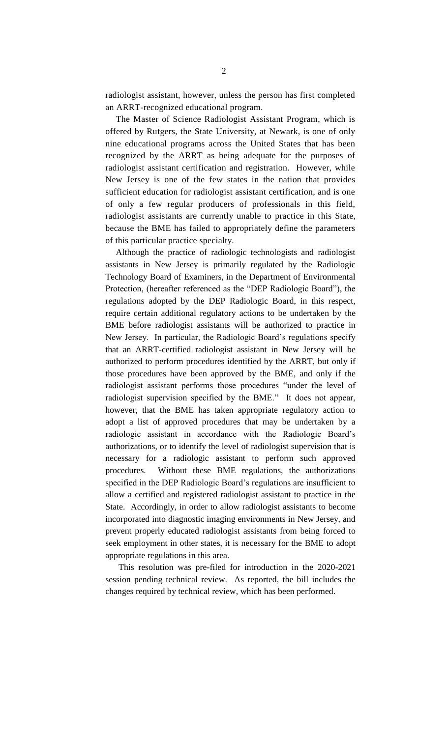radiologist assistant, however, unless the person has first completed an ARRT-recognized educational program.

The Master of Science Radiologist Assistant Program, which is offered by Rutgers, the State University, at Newark, is one of only nine educational programs across the United States that has been recognized by the ARRT as being adequate for the purposes of radiologist assistant certification and registration. However, while New Jersey is one of the few states in the nation that provides sufficient education for radiologist assistant certification, and is one of only a few regular producers of professionals in this field, radiologist assistants are currently unable to practice in this State, because the BME has failed to appropriately define the parameters of this particular practice specialty.

Although the practice of radiologic technologists and radiologist assistants in New Jersey is primarily regulated by the Radiologic Technology Board of Examiners, in the Department of Environmental Protection, (hereafter referenced as the "DEP Radiologic Board"), the regulations adopted by the DEP Radiologic Board, in this respect, require certain additional regulatory actions to be undertaken by the BME before radiologist assistants will be authorized to practice in New Jersey. In particular, the Radiologic Board's regulations specify that an ARRT-certified radiologist assistant in New Jersey will be authorized to perform procedures identified by the ARRT, but only if those procedures have been approved by the BME, and only if the radiologist assistant performs those procedures "under the level of radiologist supervision specified by the BME." It does not appear, however, that the BME has taken appropriate regulatory action to adopt a list of approved procedures that may be undertaken by a radiologic assistant in accordance with the Radiologic Board's authorizations, or to identify the level of radiologist supervision that is necessary for a radiologic assistant to perform such approved procedures. Without these BME regulations, the authorizations specified in the DEP Radiologic Board's regulations are insufficient to allow a certified and registered radiologist assistant to practice in the State. Accordingly, in order to allow radiologist assistants to become incorporated into diagnostic imaging environments in New Jersey, and prevent properly educated radiologist assistants from being forced to seek employment in other states, it is necessary for the BME to adopt appropriate regulations in this area.

This resolution was pre-filed for introduction in the 2020-2021 session pending technical review. As reported, the bill includes the changes required by technical review, which has been performed.